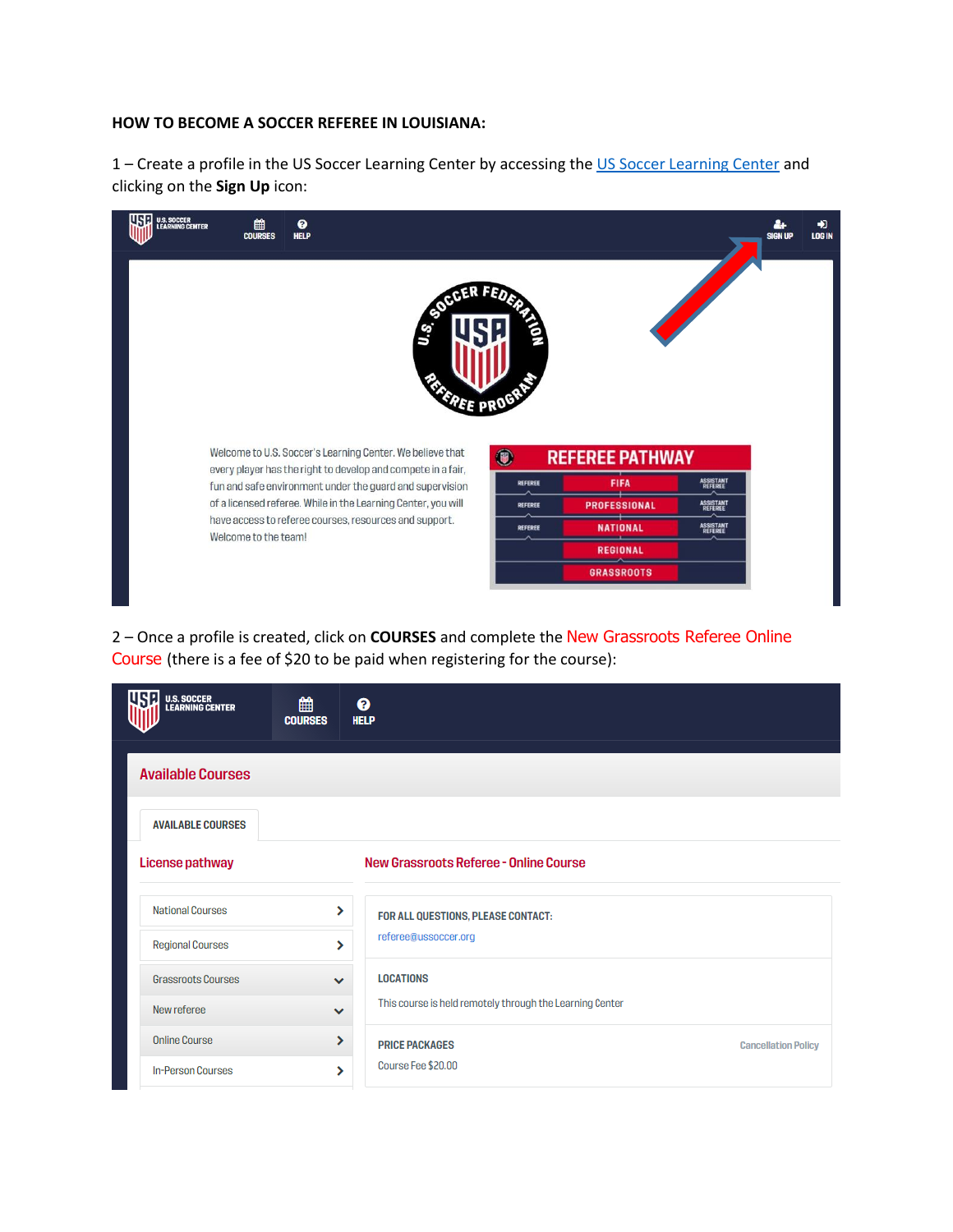**HOW TO BECOME A SOCCER REFEREE IN LOUISIANA:**

1 – Create a profile in the US Soccer Learning Center by accessing the US Soccer Learning Center and clicking on the **Sign Up** icon:

2 – Once a profile is created, click on **COURSES** and complete the New Grassroots Referee Online Course (there is a fee of $20 to be paid when registering for the course):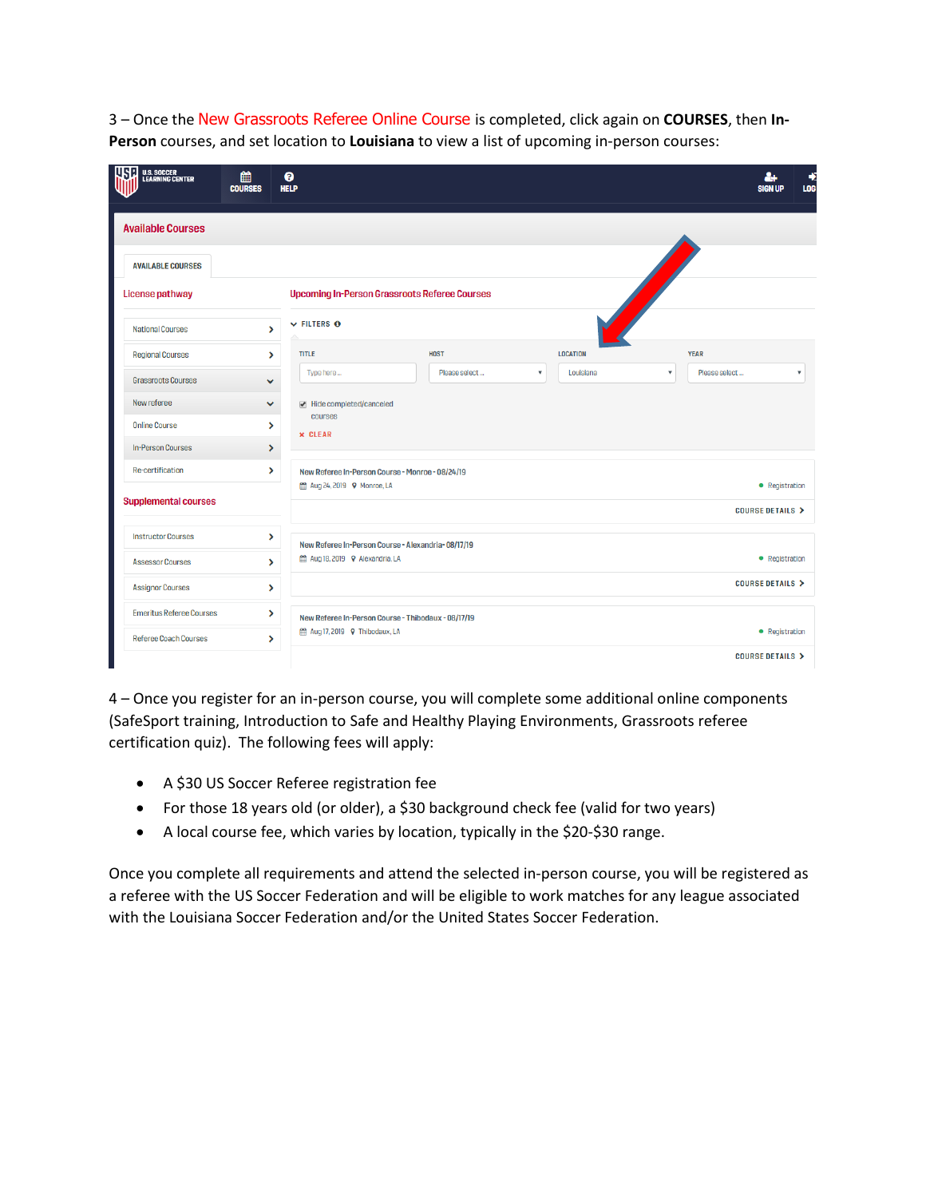3 – Once the New Grassroots Referee Online Course is completed, click again on **COURSES**, then **In-Person** courses, and set location to **Louisiana** to view a list of upcoming in-person courses:

4 – Once you register for an in-person course, you will complete some additional online components (SafeSport training, Introduction to Safe and Healthy Playing Environments, Grassroots referee certification quiz). The following fees will apply:

- A $30 US Soccer Referee registration fee
- For those 18 years old (or older), a $30 background check fee (valid for two years)
- A local course fee, which varies by location, typically in the $20-$30 range.

Once you complete all requirements and attend the selected in-person course, you will be registered as a referee with the US Soccer Federation and will be eligible to work matches for any league associated with the Louisiana Soccer Federation and/or the United States Soccer Federation.